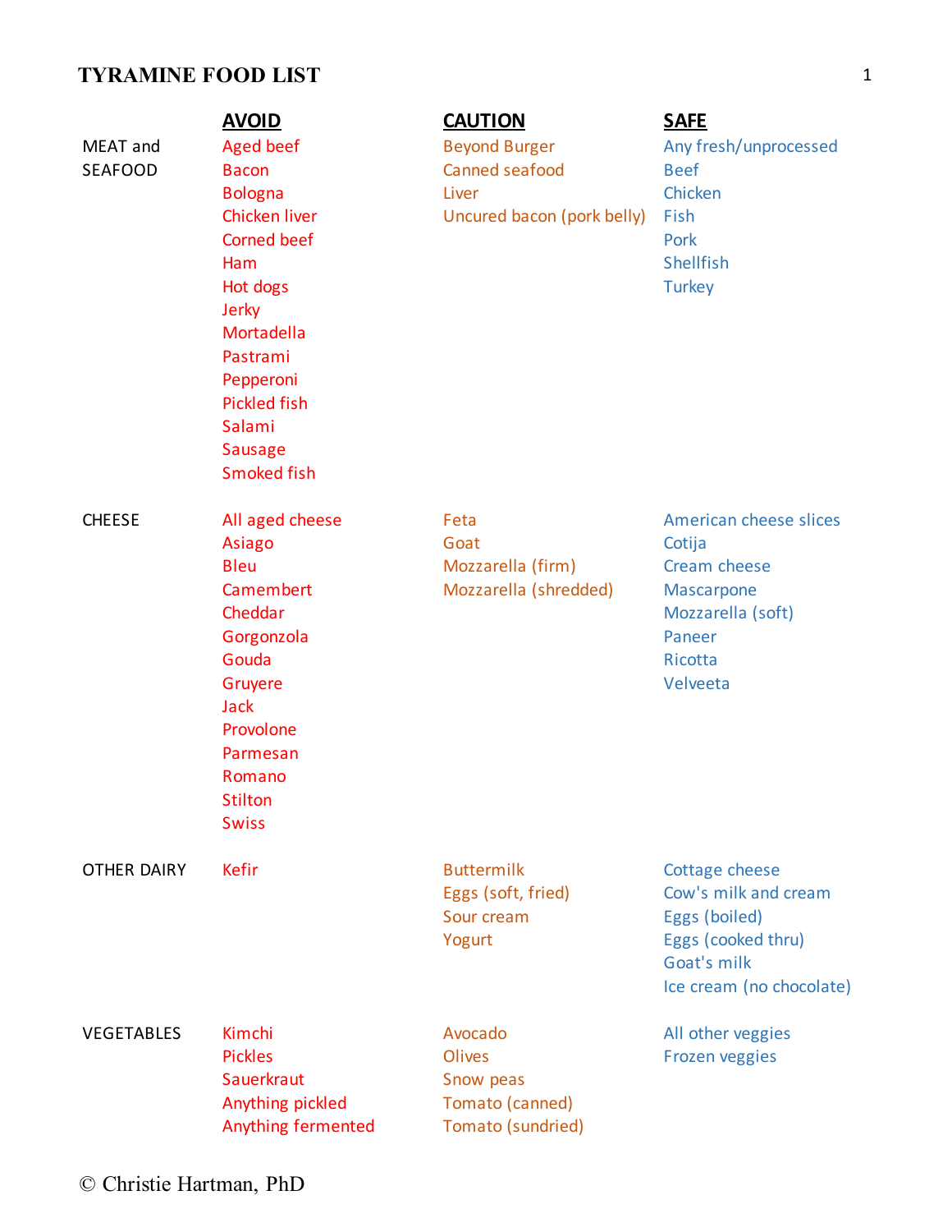# TYRAMINE FOOD LIST

| | AVOID | CAUTION | SAFE |
|---|---|---|---|
| MEAT and SEAFOOD | Aged beef | Beyond Burger | Any fresh/unprocessed |
| | Bacon | Canned seafood | Beef |
| | Bologna | Liver | Chicken |
| | Chicken liver | Uncured bacon (pork belly) | Fish |
| | Corned beef | | Pork |
| | Ham | | Shellfish |
| | Hot dogs | | Turkey |
| | Jerky | | |
| | Mortadella | | |
| | Pastrami | | |
| | Pepperoni | | |
| | Pickled fish | | |
| | Salami | | |
| | Sausage | | |
| | Smoked fish | | |
| CHEESE | All aged cheese | Feta | American cheese slices |
| | Asiago | Goat | Cotija |
| | Bleu | Mozzarella (firm) | Cream cheese |
| | Camembert | Mozzarella (shredded) | Mascarpone |
| | Cheddar | | Mozzarella (soft) |
| | Gorgonzola | | Paneer |
| | Gouda | | Ricotta |
| | Gruyere | | Velveeta |
| | Jack | | |
| | Provolone | | |
| | Parmesan | | |
| | Romano | | |
| | Stilton | | |
| | Swiss | | |
| OTHER DAIRY | Kefir | Buttermilk | Cottage cheese |
| | | Eggs (soft, fried) | Cow's milk and cream |
| | | Sour cream | Eggs (boiled) |
| | | Yogurt | Eggs (cooked thru) |
| | | | Goat's milk |
| | | | Ice cream (no chocolate) |
| VEGETABLES | Kimchi | Avocado | All other veggies |
| | Pickles | Olives | Frozen veggies |
| | Sauerkraut | Snow peas | |
| | Anything pickled | Tomato (canned) | |
| | Anything fermented | Tomato (sundried) | |

© Christie Hartman, PhD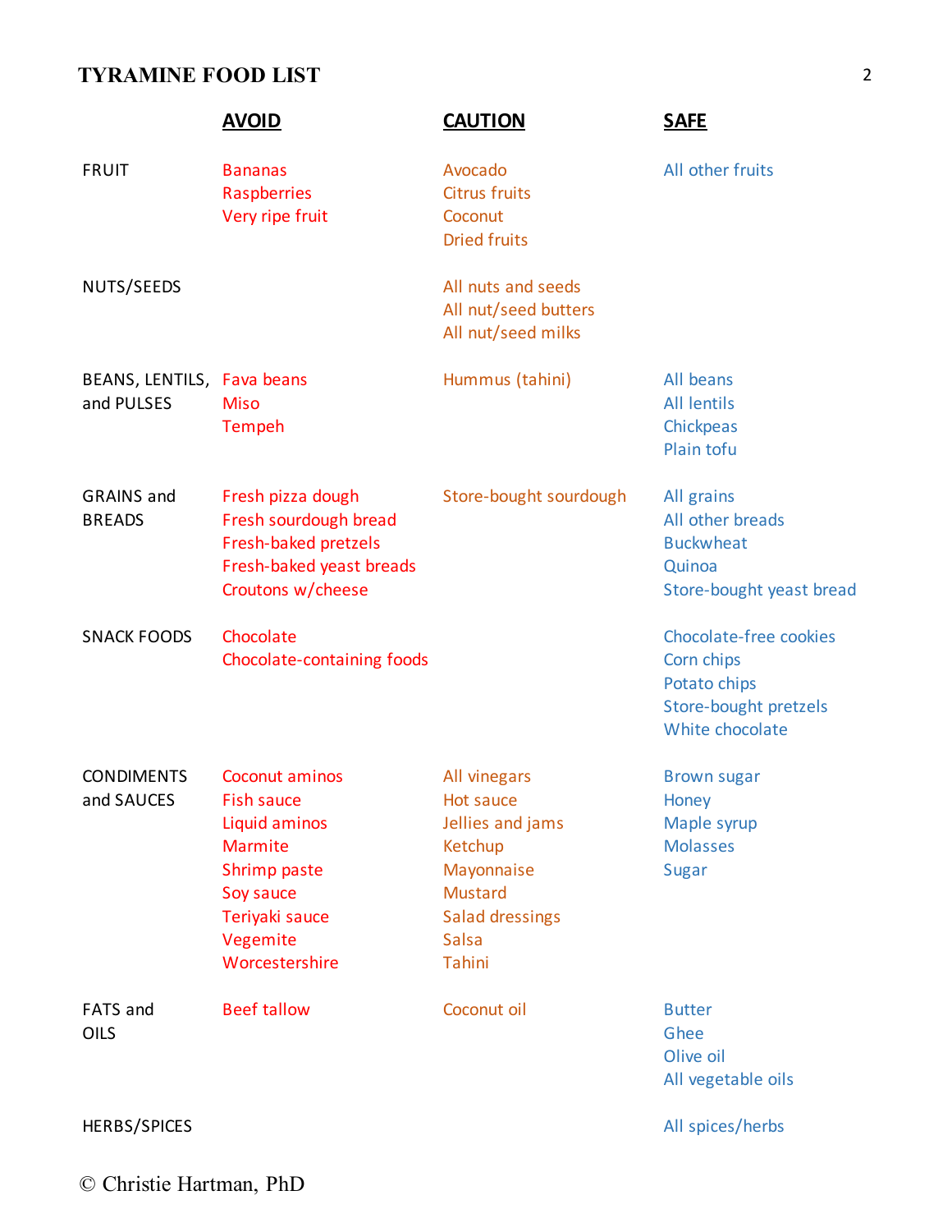# TYRAMINE FOOD LIST

| | AVOID | CAUTION | SAFE |
|---|---|---|---|
| FRUIT | Bananas<br>Raspberries<br>Very ripe fruit | Avocado<br>Citrus fruits<br>Coconut<br>Dried fruits | All other fruits |
| NUTS/SEEDS | | All nuts and seeds<br>All nut/seed butters<br>All nut/seed milks | |
| BEANS, LENTILS, and PULSES | Fava beans<br>Miso<br>Tempeh | Hummus (tahini) | All beans<br>All lentils<br>Chickpeas<br>Plain tofu |
| GRAINS and BREADS | Fresh pizza dough<br>Fresh sourdough bread<br>Fresh-baked pretzels<br>Fresh-baked yeast breads<br>Croutons w/cheese | Store-bought sourdough | All grains<br>All other breads<br>Buckwheat<br>Quinoa<br>Store-bought yeast bread |
| SNACK FOODS | Chocolate<br>Chocolate-containing foods | | Chocolate-free cookies<br>Corn chips<br>Potato chips<br>Store-bought pretzels<br>White chocolate |
| CONDIMENTS and SAUCES | Coconut aminos<br>Fish sauce<br>Liquid aminos<br>Marmite<br>Shrimp paste<br>Soy sauce<br>Teriyaki sauce<br>Vegemite<br>Worcestershire | All vinegars<br>Hot sauce<br>Jellies and jams<br>Ketchup<br>Mayonnaise<br>Mustard<br>Salad dressings<br>Salsa<br>Tahini | Brown sugar<br>Honey<br>Maple syrup<br>Molasses<br>Sugar |
| FATS and OILS | Beef tallow | Coconut oil | Butter<br>Ghee<br>Olive oil<br>All vegetable oils |
| HERBS/SPICES | | | All spices/herbs |

© Christie Hartman, PhD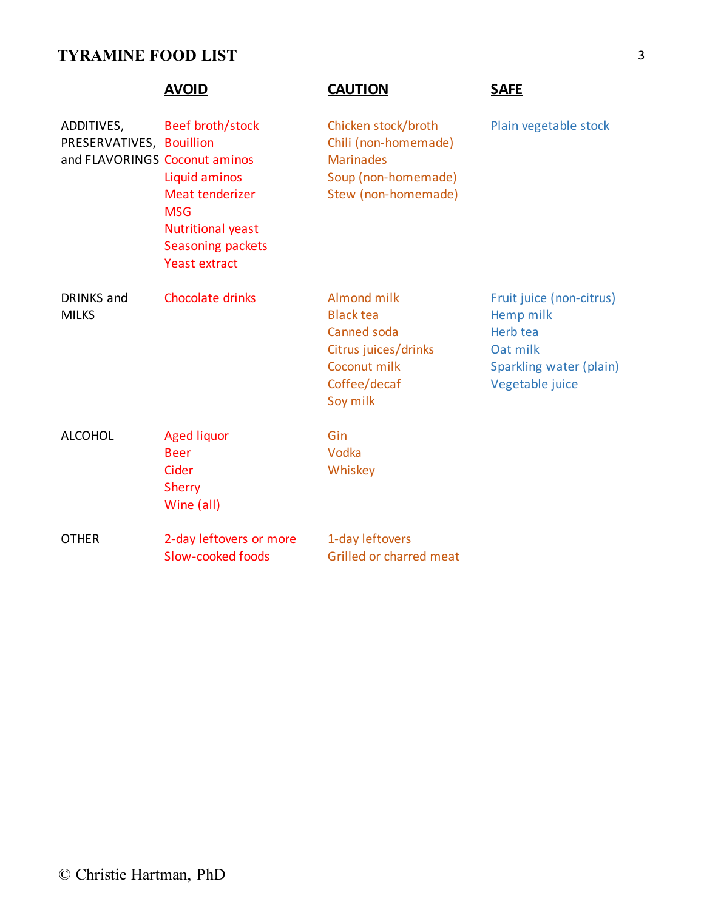| | AVOID | CAUTION | SAFE |
|---|---|---|---|
| ADDITIVES, PRESERVATIVES, and FLAVORINGS | Beef broth/stock<br>Bouillion<br>Coconut aminos<br>Liquid aminos<br>Meat tenderizer<br>MSG<br>Nutritional yeast<br>Seasoning packets<br>Yeast extract | Chicken stock/broth<br>Chili (non-homemade)<br>Marinades<br>Soup (non-homemade)<br>Stew (non-homemade) | Plain vegetable stock |
| DRINKS and MILKS | Chocolate drinks | Almond milk<br>Black tea<br>Canned soda<br>Citrus juices/drinks<br>Coconut milk<br>Coffee/decaf<br>Soy milk | Fruit juice (non-citrus)<br>Hemp milk<br>Herb tea<br>Oat milk<br>Sparkling water (plain)<br>Vegetable juice |
| ALCOHOL | Aged liquor<br>Beer<br>Cider<br>Sherry<br>Wine (all) | Gin<br>Vodka<br>Whiskey | |
| OTHER | 2-day leftovers or more<br>Slow-cooked foods | 1-day leftovers<br>Grilled or charred meat | |

© Christie Hartman, PhD